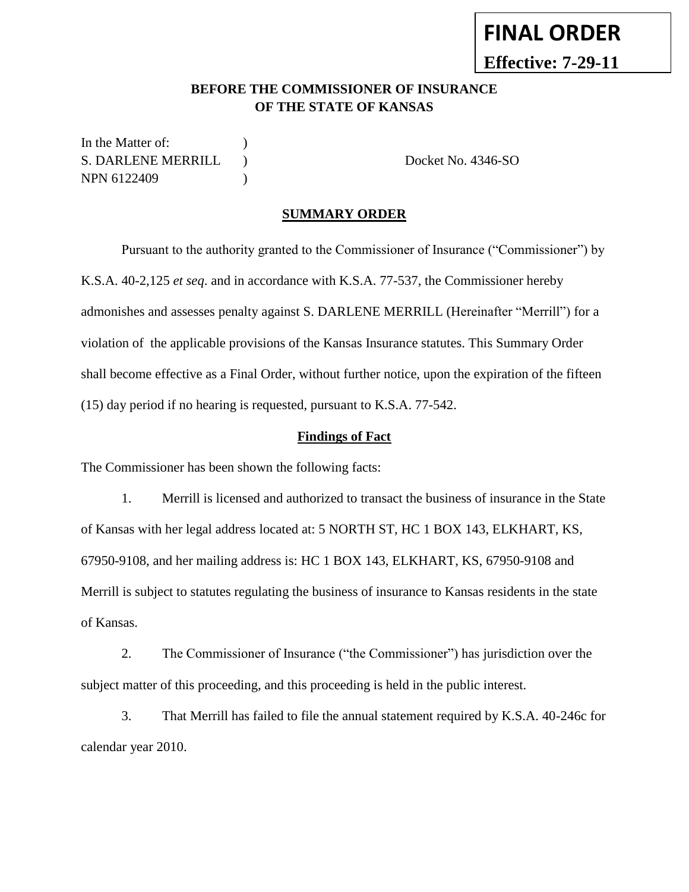**FINAL ORDER**

**Effective: 7-29-11**

**BEFORE THE COMMISSIONER OF INSURANCE OF THE STATE OF KANSAS**

In the Matter of: )
S. DARLENE MERRILL ) Docket No. 4346-SO
NPN 6122409 )

**SUMMARY ORDER**

Pursuant to the authority granted to the Commissioner of Insurance ("Commissioner") by K.S.A. 40-2,125 *et seq*. and in accordance with K.S.A. 77-537, the Commissioner hereby admonishes and assesses penalty against S. DARLENE MERRILL (Hereinafter "Merrill") for a violation of the applicable provisions of the Kansas Insurance statutes. This Summary Order shall become effective as a Final Order, without further notice, upon the expiration of the fifteen (15) day period if no hearing is requested, pursuant to K.S.A. 77-542.

**Findings of Fact**

The Commissioner has been shown the following facts:

1. Merrill is licensed and authorized to transact the business of insurance in the State of Kansas with her legal address located at: 5 NORTH ST, HC 1 BOX 143, ELKHART, KS, 67950-9108, and her mailing address is: HC 1 BOX 143, ELKHART, KS, 67950-9108 and Merrill is subject to statutes regulating the business of insurance to Kansas residents in the state of Kansas.

2. The Commissioner of Insurance ("the Commissioner") has jurisdiction over the subject matter of this proceeding, and this proceeding is held in the public interest.

3. That Merrill has failed to file the annual statement required by K.S.A. 40-246c for calendar year 2010.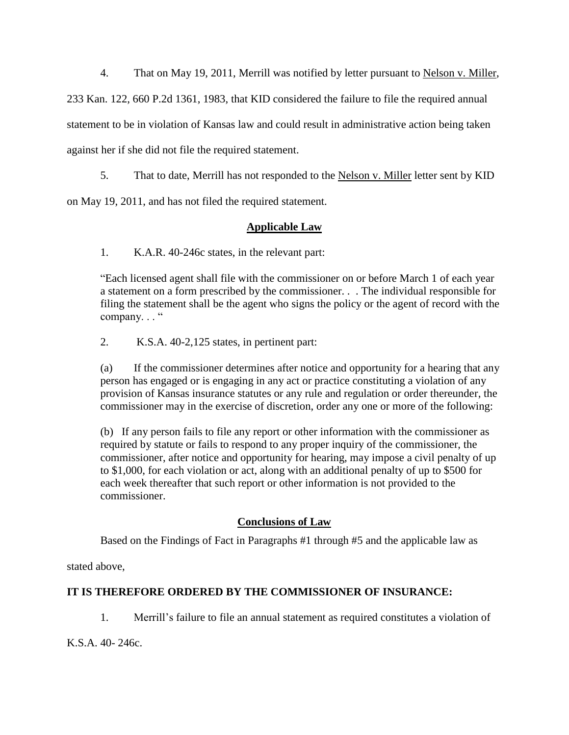4. That on May 19, 2011, Merrill was notified by letter pursuant to Nelson v. Miller, 233 Kan. 122, 660 P.2d 1361, 1983, that KID considered the failure to file the required annual statement to be in violation of Kansas law and could result in administrative action being taken against her if she did not file the required statement.

5. That to date, Merrill has not responded to the Nelson v. Miller letter sent by KID on May 19, 2011, and has not filed the required statement.

## **Applicable Law**

1. K.A.R. 40-246c states, in the relevant part:

> "Each licensed agent shall file with the commissioner on or before March 1 of each year a statement on a form prescribed by the commissioner. . . The individual responsible for filing the statement shall be the agent who signs the policy or the agent of record with the company. . . "

2. K.S.A. 40-2,125 states, in pertinent part:

> (a) If the commissioner determines after notice and opportunity for a hearing that any person has engaged or is engaging in any act or practice constituting a violation of any provision of Kansas insurance statutes or any rule and regulation or order thereunder, the commissioner may in the exercise of discretion, order any one or more of the following:
>
> (b) If any person fails to file any report or other information with the commissioner as required by statute or fails to respond to any proper inquiry of the commissioner, the commissioner, after notice and opportunity for hearing, may impose a civil penalty of up to $1,000, for each violation or act, along with an additional penalty of up to $500 for each week thereafter that such report or other information is not provided to the commissioner.

## **Conclusions of Law**

Based on the Findings of Fact in Paragraphs #1 through #5 and the applicable law as stated above,

**IT IS THEREFORE ORDERED BY THE COMMISSIONER OF INSURANCE:**

1. Merrill's failure to file an annual statement as required constitutes a violation of K.S.A. 40- 246c.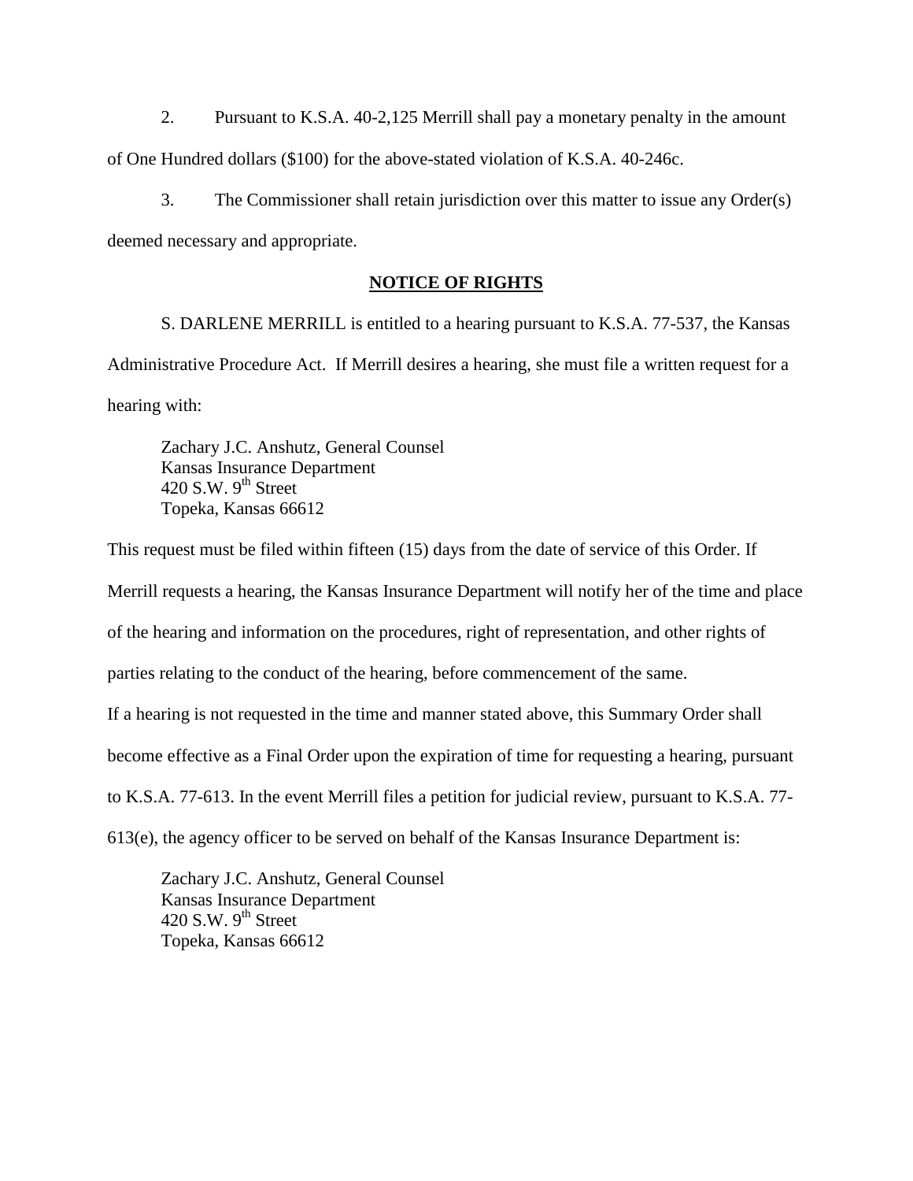2. Pursuant to K.S.A. 40-2,125 Merrill shall pay a monetary penalty in the amount of One Hundred dollars ($100) for the above-stated violation of K.S.A. 40-246c.

3. The Commissioner shall retain jurisdiction over this matter to issue any Order(s) deemed necessary and appropriate.

## NOTICE OF RIGHTS

S. DARLENE MERRILL is entitled to a hearing pursuant to K.S.A. 77-537, the Kansas Administrative Procedure Act. If Merrill desires a hearing, she must file a written request for a hearing with:

Zachary J.C. Anshutz, General Counsel  
Kansas Insurance Department  
420 S.W. 9th Street  
Topeka, Kansas 66612

This request must be filed within fifteen (15) days from the date of service of this Order. If Merrill requests a hearing, the Kansas Insurance Department will notify her of the time and place of the hearing and information on the procedures, right of representation, and other rights of parties relating to the conduct of the hearing, before commencement of the same.

If a hearing is not requested in the time and manner stated above, this Summary Order shall become effective as a Final Order upon the expiration of time for requesting a hearing, pursuant to K.S.A. 77-613. In the event Merrill files a petition for judicial review, pursuant to K.S.A. 77-613(e), the agency officer to be served on behalf of the Kansas Insurance Department is:

Zachary J.C. Anshutz, General Counsel  
Kansas Insurance Department  
420 S.W. 9th Street  
Topeka, Kansas 66612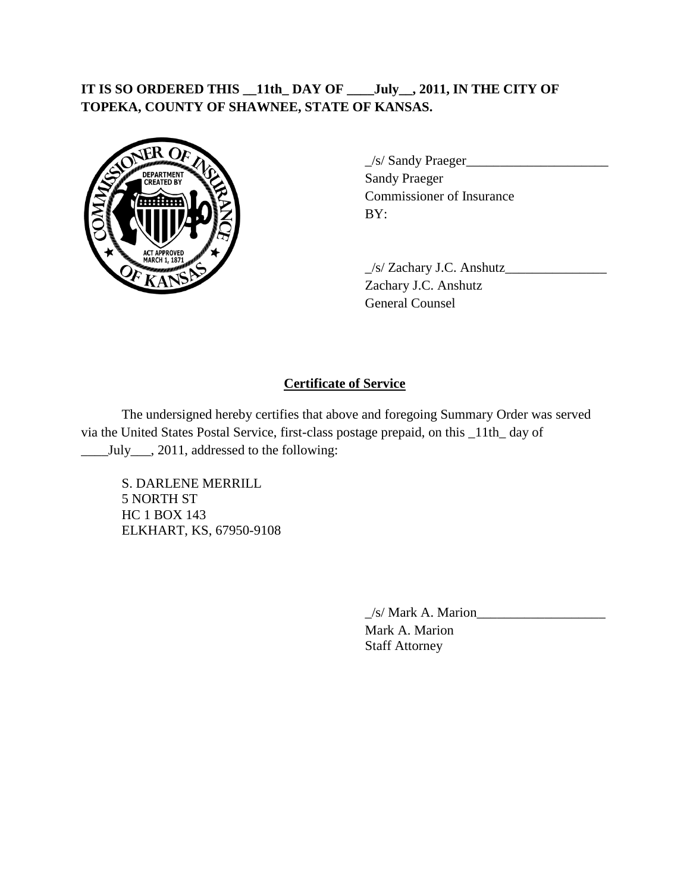**IT IS SO ORDERED THIS __11th_ DAY OF ____July__, 2011, IN THE CITY OF TOPEKA, COUNTY OF SHAWNEE, STATE OF KANSAS.**

_/s/ Sandy Praeger_____________________
Sandy Praeger
Commissioner of Insurance
BY:

_/s/ Zachary J.C. Anshutz_______________
Zachary J.C. Anshutz
General Counsel

## Certificate of Service

The undersigned hereby certifies that above and foregoing Summary Order was served via the United States Postal Service, first-class postage prepaid, on this _11th_ day of ____July___, 2011, addressed to the following:

S. DARLENE MERRILL
5 NORTH ST
HC 1 BOX 143
ELKHART, KS, 67950-9108

_/s/ Mark A. Marion___________________
Mark A. Marion
Staff Attorney